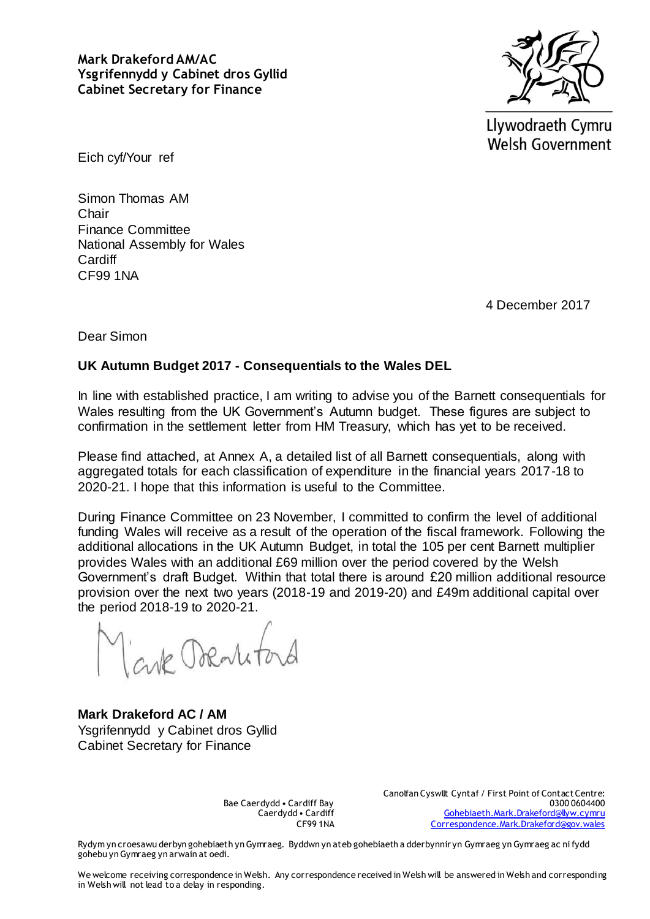**Mark Drakeford AM/AC**
**Ysgrifennydd y Cabinet dros Gyllid**
**Cabinet Secretary for Finance**

Llywodraeth Cymru
Welsh Government

Eich cyf/Your ref

Simon Thomas AM
Chair
Finance Committee
National Assembly for Wales
Cardiff
CF99 1NA

4 December 2017

Dear Simon

## UK Autumn Budget 2017 - Consequentials to the Wales DEL

In line with established practice, I am writing to advise you of the Barnett consequentials for Wales resulting from the UK Government's Autumn budget. These figures are subject to confirmation in the settlement letter from HM Treasury, which has yet to be received.

Please find attached, at Annex A, a detailed list of all Barnett consequentials, along with aggregated totals for each classification of expenditure in the financial years 2017-18 to 2020-21. I hope that this information is useful to the Committee.

During Finance Committee on 23 November, I committed to confirm the level of additional funding Wales will receive as a result of the operation of the fiscal framework. Following the additional allocations in the UK Autumn Budget, in total the 105 per cent Barnett multiplier provides Wales with an additional £69 million over the period covered by the Welsh Government's draft Budget. Within that total there is around £20 million additional resource provision over the next two years (2018-19 and 2019-20) and £49m additional capital over the period 2018-19 to 2020-21.

**Mark Drakeford AC / AM**
Ysgrifennydd y Cabinet dros Gyllid
Cabinet Secretary for Finance

Bae Caerdydd • Cardiff Bay
Caerdydd • Cardiff
CF99 1NA

Canolfan Cyswllt Cyntaf / First Point of Contact Centre:
0300 0604400
Gohebiaeth.Mark.Drakeford@llyw.cymru
Correspondence.Mark.Drakeford@gov.wales

Rydym yn croesawu derbyn gohebiaeth yn Gymraeg. Byddwn yn ateb gohebiaeth a dderbynnir yn Gymraeg yn Gymraeg ac ni fydd gohebu yn Gymraeg yn arwain at oedi.

We welcome receiving correspondence in Welsh. Any correspondence received in Welsh will be answered in Welsh and corresponding in Welsh will not lead to a delay in responding.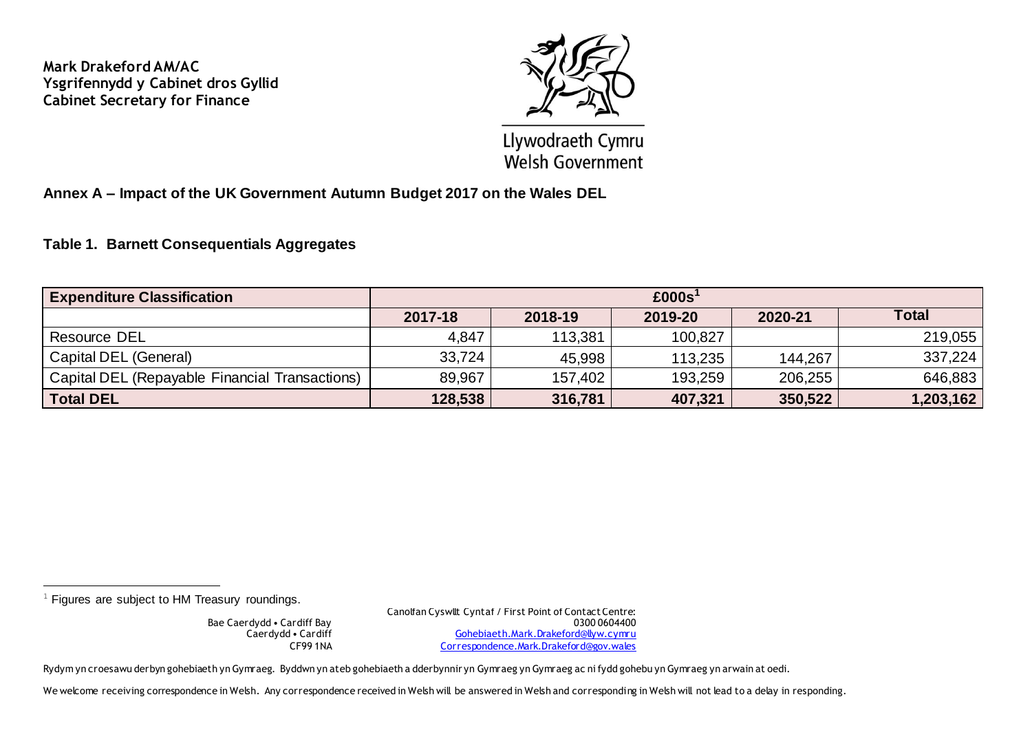Mark Drakeford AM/AC
Ysgrifennydd y Cabinet dros Gyllid
Cabinet Secretary for Finance

Llywodraeth Cymru
Welsh Government

## Annex A – Impact of the UK Government Autumn Budget 2017 on the Wales DEL

### Table 1. Barnett Consequentials Aggregates

| Expenditure Classification | £000s[1] | | | | |
|---|---|---|---|---|---|
| | 2017-18 | 2018-19 | 2019-20 | 2020-21 | Total |
| Resource DEL | 4,847 | 113,381 | 100,827 | | 219,055 |
| Capital DEL (General) | 33,724 | 45,998 | 113,235 | 144,267 | 337,224 |
| Capital DEL (Repayable Financial Transactions) | 89,967 | 157,402 | 193,259 | 206,255 | 646,883 |
| **Total DEL** | **128,538** | **316,781** | **407,321** | **350,522** | **1,203,162** |

[1] Figures are subject to HM Treasury roundings.

Bae Caerdydd • Cardiff Bay
Caerdydd • Cardiff
CF99 1NA

Canolfan Cyswllt Cyntaf / First Point of Contact Centre:
0300 0604400
Gohebiaeth.Mark.Drakeford@llyw.cymru
Correspondence.Mark.Drakeford@gov.wales

Rydym yn croesawu derbyn gohebiaeth yn Gymraeg. Byddwn yn ateb gohebiaeth a dderbynnir yn Gymraeg yn Gymraeg ac ni fydd gohebu yn Gymraeg yn arwain at oedi.

We welcome receiving correspondence in Welsh. Any correspondence received in Welsh will be answered in Welsh and corresponding in Welsh will not lead to a delay in responding.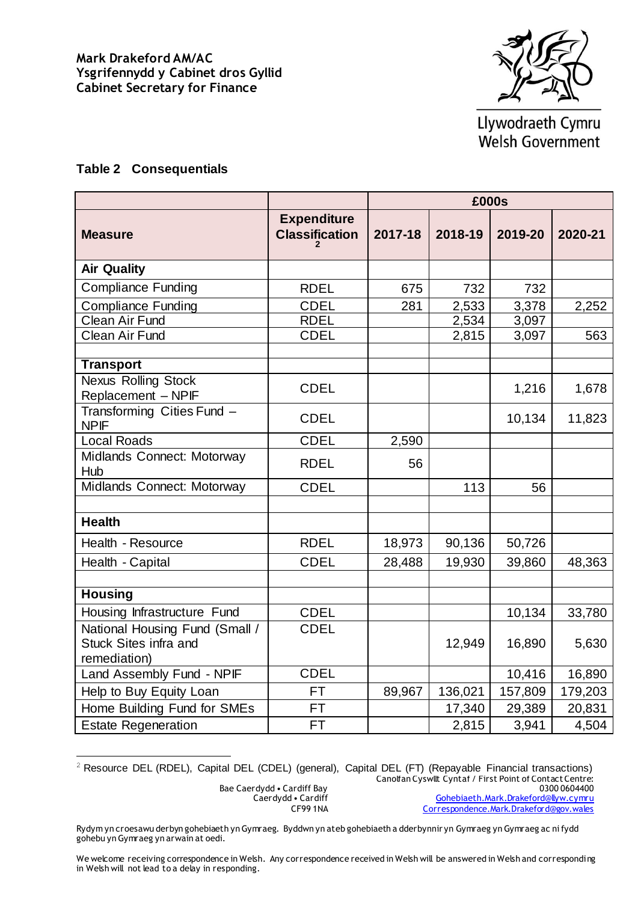**Mark Drakeford AM/AC**
**Ysgrifennydd y Cabinet dros Gyllid**
**Cabinet Secretary for Finance**

Llywodraeth Cymru
Welsh Government

**Table 2 Consequentials**

| Measure | Expenditure Classification [2] | £000s | | | |
|---|---|---|---|---|---|
| | | 2017-18 | 2018-19 | 2019-20 | 2020-21 |
| **Air Quality** | | | | | |
| Compliance Funding | RDEL | 675 | 732 | 732 | |
| Compliance Funding | CDEL | 281 | 2,533 | 3,378 | 2,252 |
| Clean Air Fund | RDEL | | 2,534 | 3,097 | |
| Clean Air Fund | CDEL | | 2,815 | 3,097 | 563 |
| | | | | | |
| **Transport** | | | | | |
| Nexus Rolling Stock Replacement – NPIF | CDEL | | | 1,216 | 1,678 |
| Transforming Cities Fund – NPIF | CDEL | | | 10,134 | 11,823 |
| Local Roads | CDEL | 2,590 | | | |
| Midlands Connect: Motorway Hub | RDEL | 56 | | | |
| Midlands Connect: Motorway | CDEL | | 113 | 56 | |
| | | | | | |
| **Health** | | | | | |
| Health - Resource | RDEL | 18,973 | 90,136 | 50,726 | |
| Health - Capital | CDEL | 28,488 | 19,930 | 39,860 | 48,363 |
| | | | | | |
| **Housing** | | | | | |
| Housing Infrastructure Fund | CDEL | | | 10,134 | 33,780 |
| National Housing Fund (Small / Stuck Sites infra and remediation) | CDEL | | 12,949 | 16,890 | 5,630 |
| Land Assembly Fund - NPIF | CDEL | | | 10,416 | 16,890 |
| Help to Buy Equity Loan | FT | 89,967 | 136,021 | 157,809 | 179,203 |
| Home Building Fund for SMEs | FT | | 17,340 | 29,389 | 20,831 |
| Estate Regeneration | FT | | 2,815 | 3,941 | 4,504 |

[2] Resource DEL (RDEL), Capital DEL (CDEL) (general), Capital DEL (FT) (Repayable Financial transactions)

Bae Caerdydd • Cardiff Bay
Caerdydd • Cardiff
CF99 1NA

Canolfan Cyswllt Cyntaf / First Point of Contact Centre:
0300 0604400
Gohebiaeth.Mark.Drakeford@llyw.cymru
Correspondence.Mark.Drakeford@gov.wales

Rydym yn croesawu derbyn gohebiaeth yn Gymraeg. Byddwn yn ateb gohebiaeth a dderbynnir yn Gymraeg yn Gymraeg ac ni fydd gohebu yn Gymraeg yn arwain at oedi.

We welcome receiving correspondence in Welsh. Any correspondence received in Welsh will be answered in Welsh and corresponding in Welsh will not lead to a delay in responding.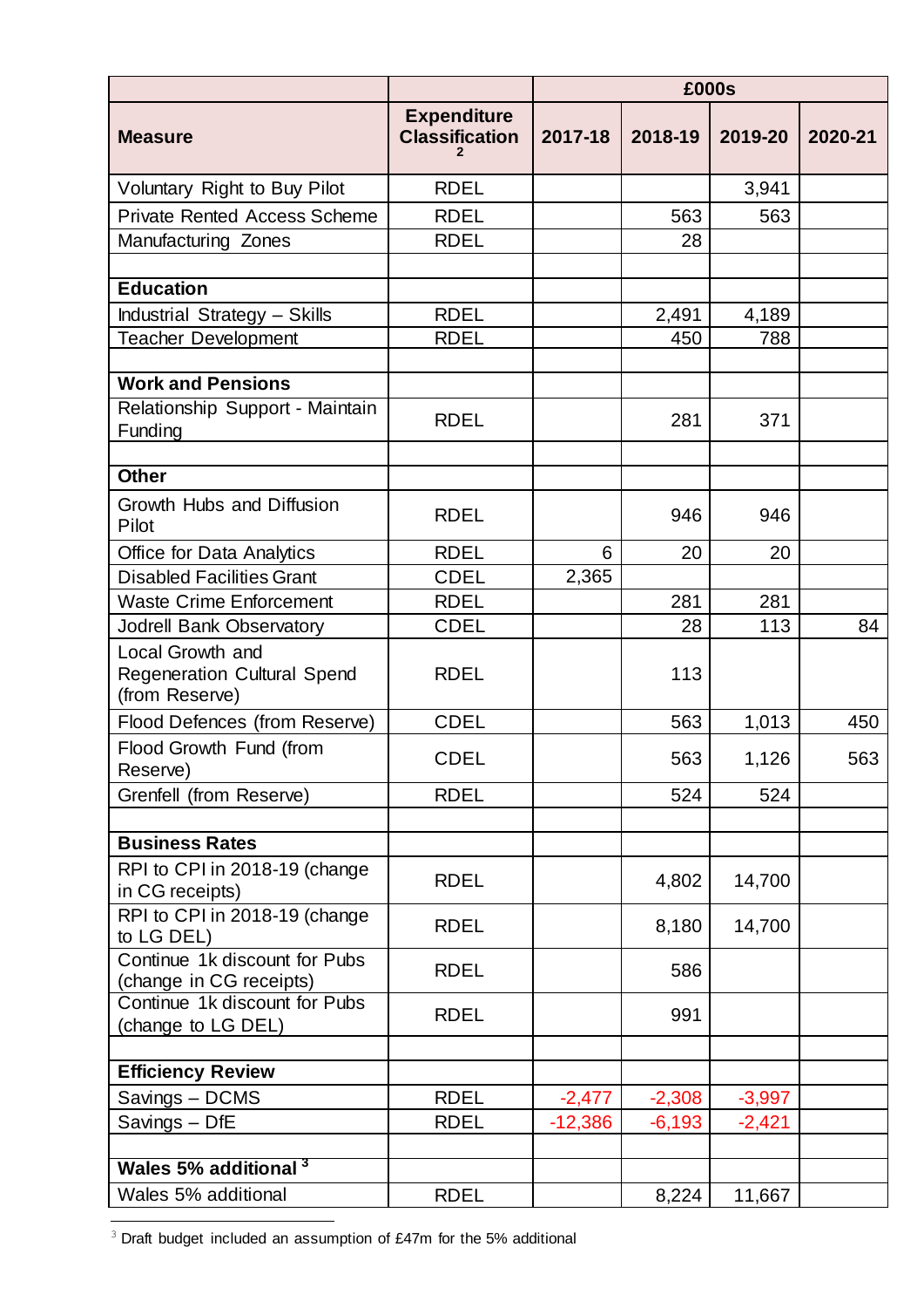| | | £000s | | | |
|---|---|---|---|---|---|
| **Measure** | **Expenditure Classification** [2] | **2017-18** | **2018-19** | **2019-20** | **2020-21** |
| Voluntary Right to Buy Pilot | RDEL | | | 3,941 | |
| Private Rented Access Scheme | RDEL | | 563 | 563 | |
| Manufacturing Zones | RDEL | | 28 | | |
| | | | | | |
| **Education** | | | | | |
| Industrial Strategy – Skills | RDEL | | 2,491 | 4,189 | |
| Teacher Development | RDEL | | 450 | 788 | |
| | | | | | |
| **Work and Pensions** | | | | | |
| Relationship Support - Maintain Funding | RDEL | | 281 | 371 | |
| | | | | | |
| **Other** | | | | | |
| Growth Hubs and Diffusion Pilot | RDEL | | 946 | 946 | |
| Office for Data Analytics | RDEL | 6 | 20 | 20 | |
| Disabled Facilities Grant | CDEL | 2,365 | | | |
| Waste Crime Enforcement | RDEL | | 281 | 281 | |
| Jodrell Bank Observatory | CDEL | | 28 | 113 | 84 |
| Local Growth and Regeneration Cultural Spend (from Reserve) | RDEL | | 113 | | |
| Flood Defences (from Reserve) | CDEL | | 563 | 1,013 | 450 |
| Flood Growth Fund (from Reserve) | CDEL | | 563 | 1,126 | 563 |
| Grenfell (from Reserve) | RDEL | | 524 | 524 | |
| | | | | | |
| **Business Rates** | | | | | |
| RPI to CPI in 2018-19 (change in CG receipts) | RDEL | | 4,802 | 14,700 | |
| RPI to CPI in 2018-19 (change to LG DEL) | RDEL | | 8,180 | 14,700 | |
| Continue 1k discount for Pubs (change in CG receipts) | RDEL | | 586 | | |
| Continue 1k discount for Pubs (change to LG DEL) | RDEL | | 991 | | |
| | | | | | |
| **Efficiency Review** | | | | | |
| Savings – DCMS | RDEL | -2,477 | -2,308 | -3,997 | |
| Savings – DfE | RDEL | -12,386 | -6,193 | -2,421 | |
| | | | | | |
| **Wales 5% additional** [3] | | | | | |
| Wales 5% additional | RDEL | | 8,224 | 11,667 | |

[3] Draft budget included an assumption of £47m for the 5% additional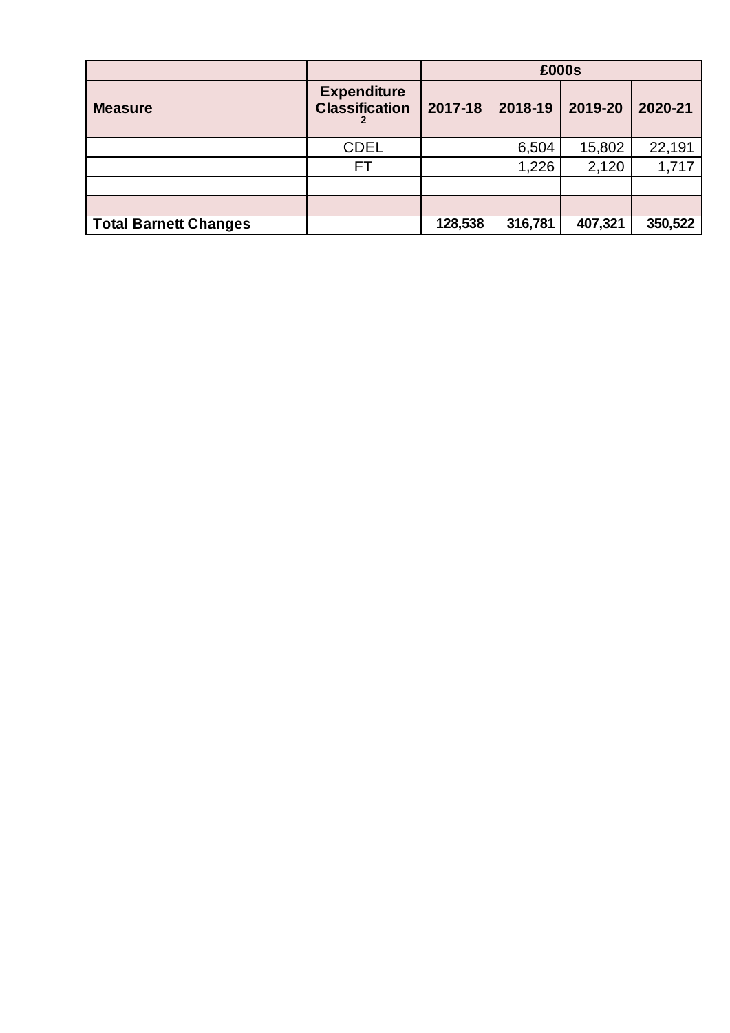| | | £000s | | | |
|---|---|---|---|---|---|
| **Measure** | **Expenditure Classification** [2] | **2017-18** | **2018-19** | **2019-20** | **2020-21** |
| | CDEL | | 6,504 | 15,802 | 22,191 |
| | FT | | 1,226 | 2,120 | 1,717 |
| | | | | | |
| | | | | | |
| **Total Barnett Changes** | | **128,538** | **316,781** | **407,321** | **350,522** |